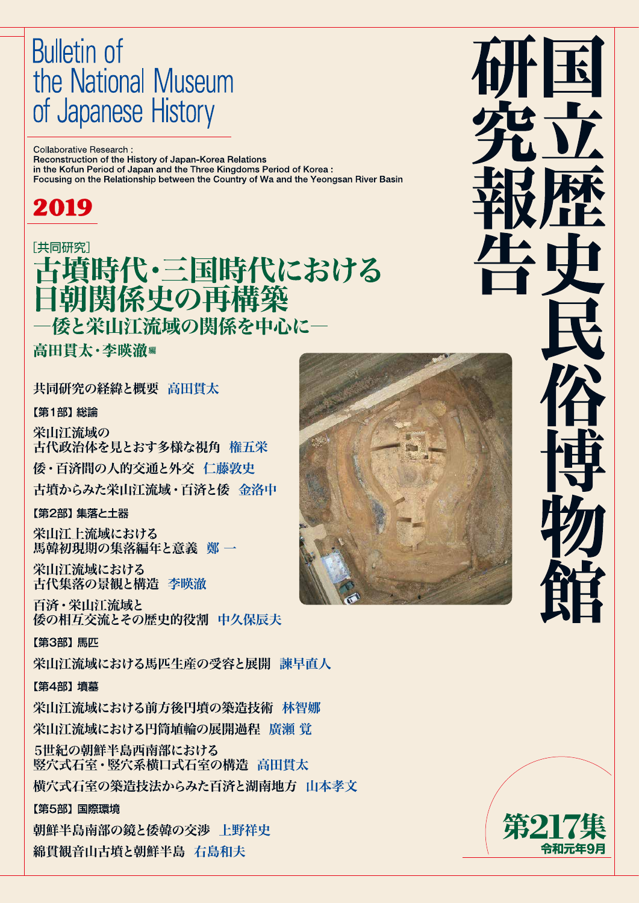# 国立歴史民俗博物館研究報告

Bulletin of the National Museum of Japanese History

Collaborative Research :
Reconstruction of the History of Japan-Korea Relations in the Kofun Period of Japan and the Three Kingdoms Period of Korea :
Focusing on the Relationship between the Country of Wa and the Yeongsan River Basin

**2019**

［共同研究］

## 古墳時代・三国時代における日朝関係史の再構築
### ―倭と栄山江流域の関係を中心に―

高田貫太・李暎澈 編

共同研究の経緯と概要　高田貫太

【第1部】総論

栄山江流域の古代政治体を見とおす多様な視角　権五栄

倭・百済間の人的交通と外交　仁藤敦史

古墳からみた栄山江流域・百済と倭　金洛中

【第2部】集落と土器

栄山江上流域における馬韓初現期の集落編年と意義　鄭 一

栄山江流域における古代集落の景観と構造　李暎澈

百済・栄山江流域と倭の相互交流とその歴史的役割　中久保辰夫

【第3部】馬匹

栄山江流域における馬匹生産の受容と展開　諫早直人

【第4部】墳墓

栄山江流域における前方後円墳の築造技術　林智娜

栄山江流域における円筒埴輪の展開過程　廣瀬 覚

5世紀の朝鮮半島西南部における竪穴式石室・竪穴系横口式石室の構造　高田貫太

横穴式石室の築造技法からみた百済と湖南地方　山本孝文

【第5部】国際環境

朝鮮半島南部の鏡と倭韓の交渉　上野祥史

綿貫観音山古墳と朝鮮半島　右島和夫

**第217集**
令和元年9月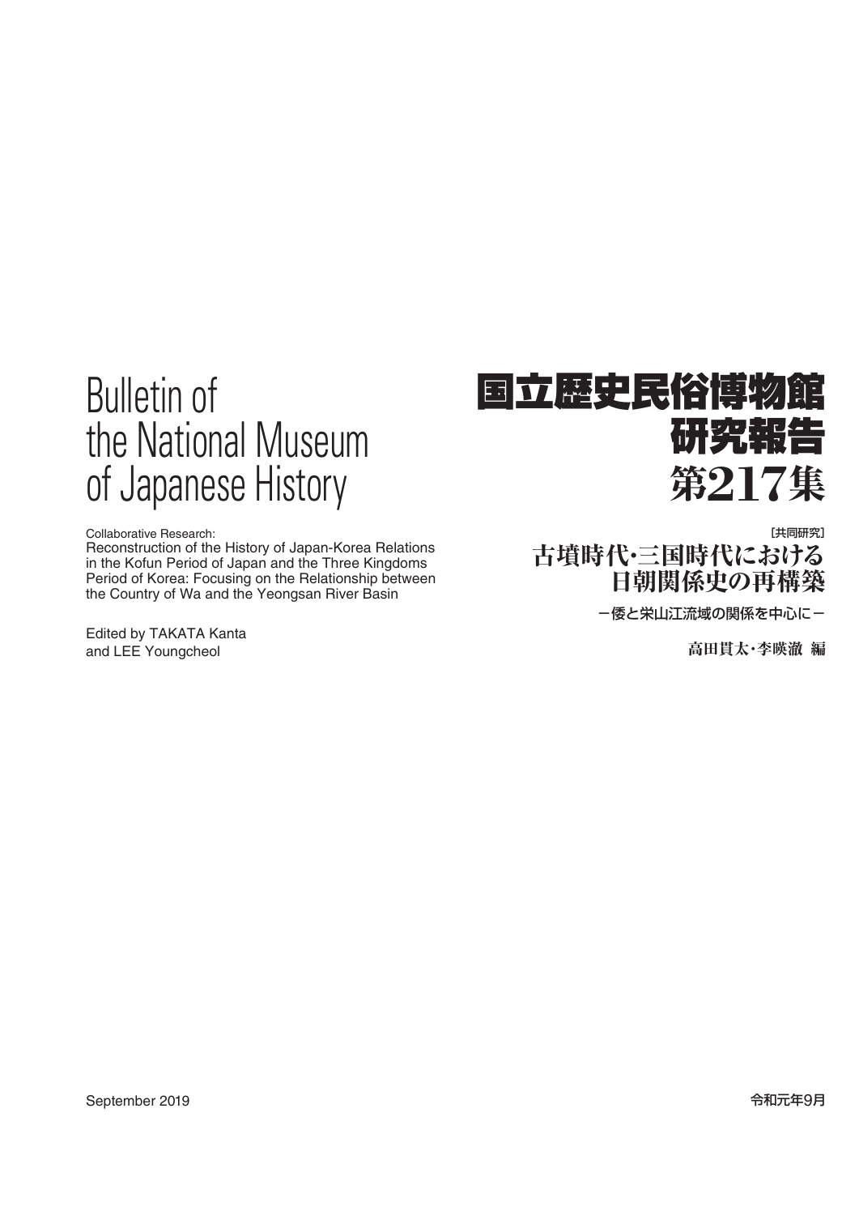# Bulletin of the National Museum of Japanese History

Collaborative Research:
Reconstruction of the History of Japan-Korea Relations in the Kofun Period of Japan and the Three Kingdoms Period of Korea: Focusing on the Relationship between the Country of Wa and the Yeongsan River Basin

Edited by TAKATA Kanta and LEE Youngcheol

# 国立歴史民俗博物館研究報告 第217集

［共同研究］

## 古墳時代･三国時代における日朝関係史の再構築

－倭と栄山江流域の関係を中心に－

高田貫太･李暎澈 編

September 2019

令和元年9月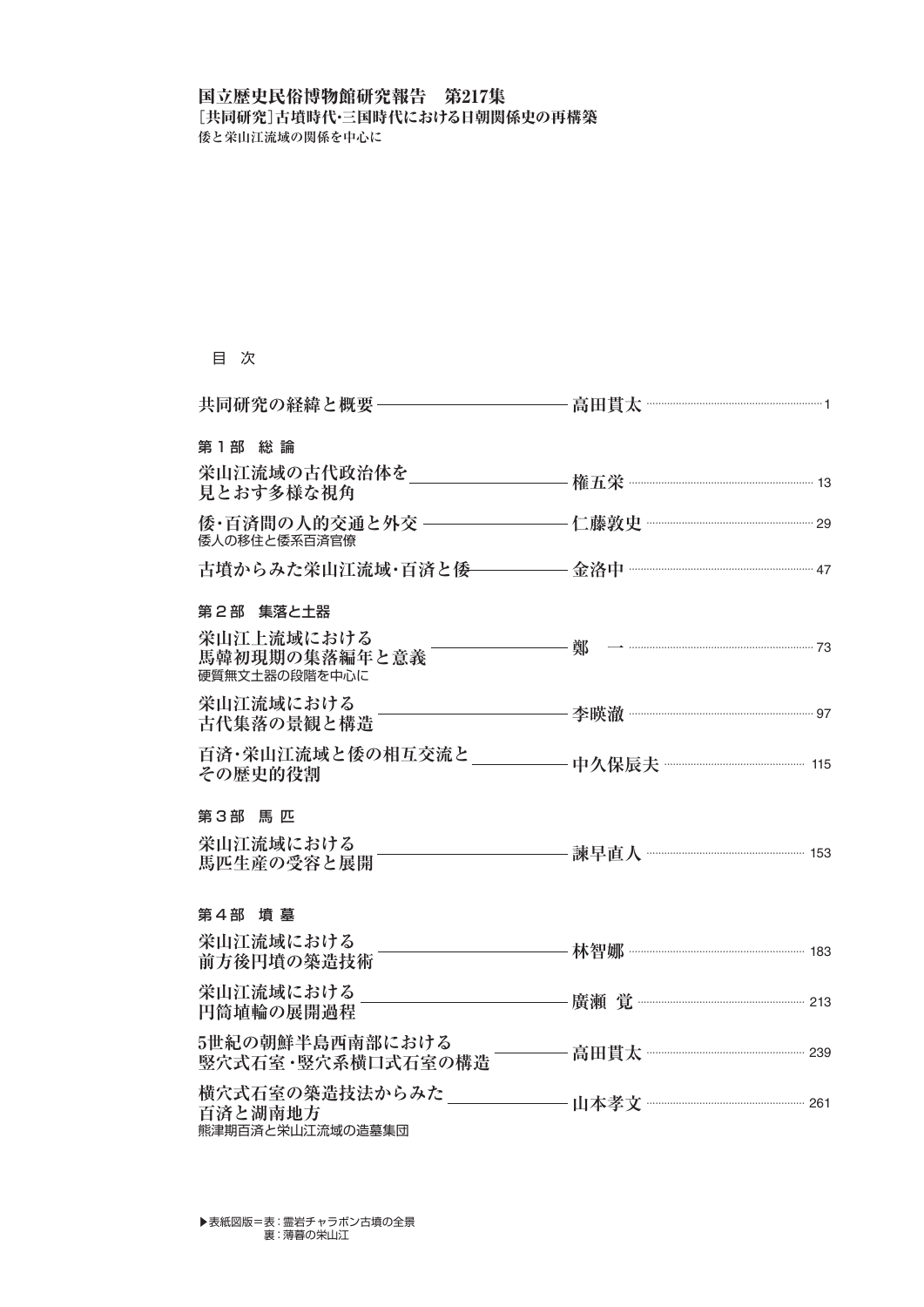**国立歴史民俗博物館研究報告　第217集**

**［共同研究］古墳時代･三国時代における日朝関係史の再構築**

倭と栄山江流域の関係を中心に

## 目　次

**共同研究の経緯と概要** ―― 高田貫太 …… 1

### 第１部　総 論

**栄山江流域の古代政治体を見とおす多様な視角** ―― 権五栄 …… 13

**倭･百済間の人的交通と外交** ―― 仁藤敦史 …… 29
倭人の移住と倭系百済官僚

**古墳からみた栄山江流域･百済と倭** ―― 金洛中 …… 47

### 第２部　集落と土器

**栄山江上流域における馬韓初現期の集落編年と意義** ―― 鄭　一 …… 73
硬質無文土器の段階を中心に

**栄山江流域における古代集落の景観と構造** ―― 李暎澈 …… 97

**百済･栄山江流域と倭の相互交流とその歴史的役割** ―― 中久保辰夫 …… 115

### 第３部　馬 匹

**栄山江流域における馬匹生産の受容と展開** ―― 諫早直人 …… 153

### 第４部　墳 墓

**栄山江流域における前方後円墳の築造技術** ―― 林智娜 …… 183

**栄山江流域における円筒埴輪の展開過程** ―― 廣瀬　覚 …… 213

**5世紀の朝鮮半島西南部における竪穴式石室･竪穴系横口式石室の構造** ―― 高田貫太 …… 239

**横穴式石室の築造技法からみた百済と湖南地方** ―― 山本孝文 …… 261
熊津期百済と栄山江流域の造墓集団

▶表紙図版＝表：霊岩チャラボン古墳の全景
　　　　　　裏：薄暮の栄山江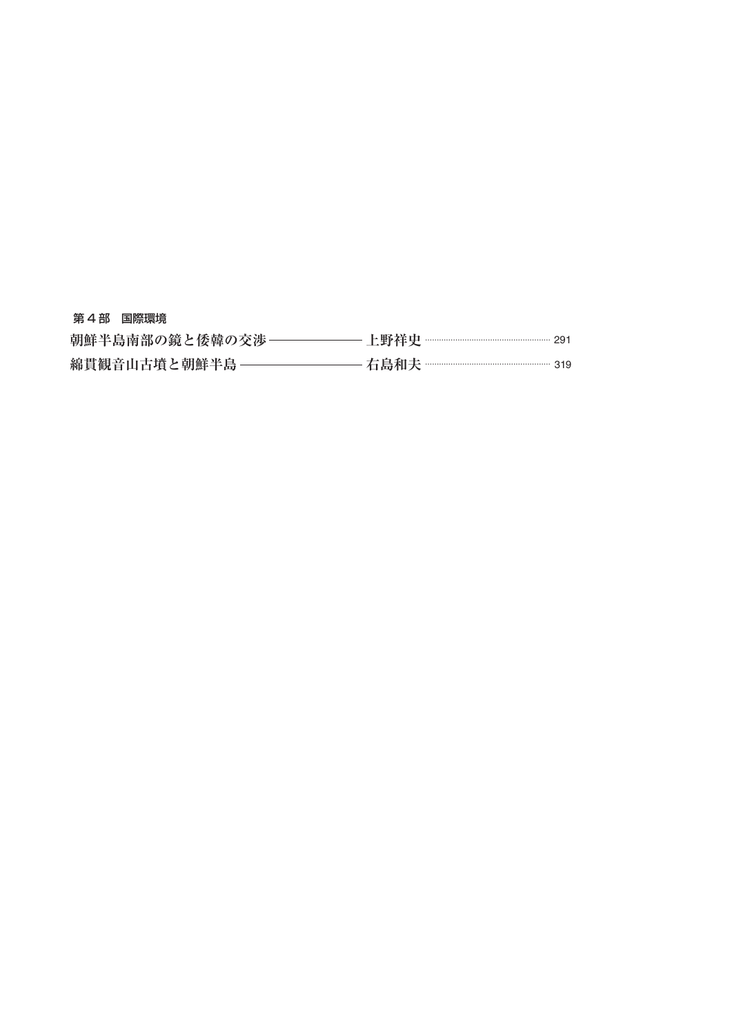## 第４部　国際環境

朝鮮半島南部の鏡と倭韓の交渉 ―――――――― 上野祥史 ………… 291

綿貫観音山古墳と朝鮮半島 ―――――――――― 右島和夫 ………… 319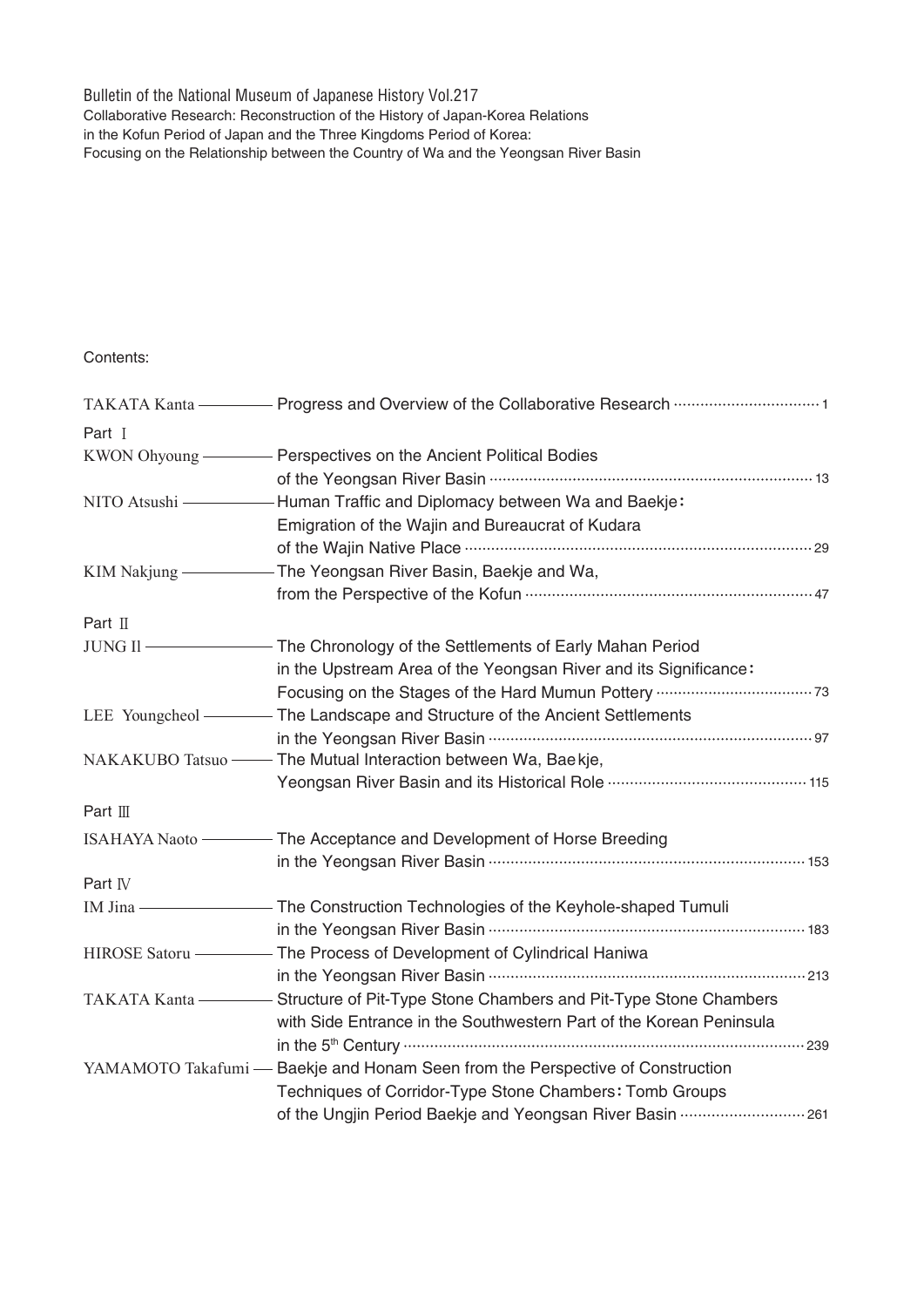Bulletin of the National Museum of Japanese History Vol.217
Collaborative Research: Reconstruction of the History of Japan-Korea Relations in the Kofun Period of Japan and the Three Kingdoms Period of Korea: Focusing on the Relationship between the Country of Wa and the Yeongsan River Basin

Contents:

TAKATA Kanta — Progress and Overview of the Collaborative Research ..... 1

**Part Ⅰ**

KWON Ohyoung — Perspectives on the Ancient Political Bodies of the Yeongsan River Basin ..... 13

NITO Atsushi — Human Traffic and Diplomacy between Wa and Baekje：Emigration of the Wajin and Bureaucrat of Kudara of the Wajin Native Place ..... 29

KIM Nakjung — The Yeongsan River Basin, Baekje and Wa, from the Perspective of the Kofun ..... 47

**Part Ⅱ**

JUNG Il — The Chronology of the Settlements of Early Mahan Period in the Upstream Area of the Yeongsan River and its Significance：Focusing on the Stages of the Hard Mumun Pottery ..... 73

LEE Youngcheol — The Landscape and Structure of the Ancient Settlements in the Yeongsan River Basin ..... 97

NAKAKUBO Tatsuo — The Mutual Interaction between Wa, Baekje, Yeongsan River Basin and its Historical Role ..... 115

**Part Ⅲ**

ISAHAYA Naoto — The Acceptance and Development of Horse Breeding in the Yeongsan River Basin ..... 153

**Part Ⅳ**

IM Jina — The Construction Technologies of the Keyhole-shaped Tumuli in the Yeongsan River Basin ..... 183

HIROSE Satoru — The Process of Development of Cylindrical Haniwa in the Yeongsan River Basin ..... 213

TAKATA Kanta — Structure of Pit-Type Stone Chambers and Pit-Type Stone Chambers with Side Entrance in the Southwestern Part of the Korean Peninsula in the 5th Century ..... 239

YAMAMOTO Takafumi — Baekje and Honam Seen from the Perspective of Construction Techniques of Corridor-Type Stone Chambers：Tomb Groups of the Ungjin Period Baekje and Yeongsan River Basin ..... 261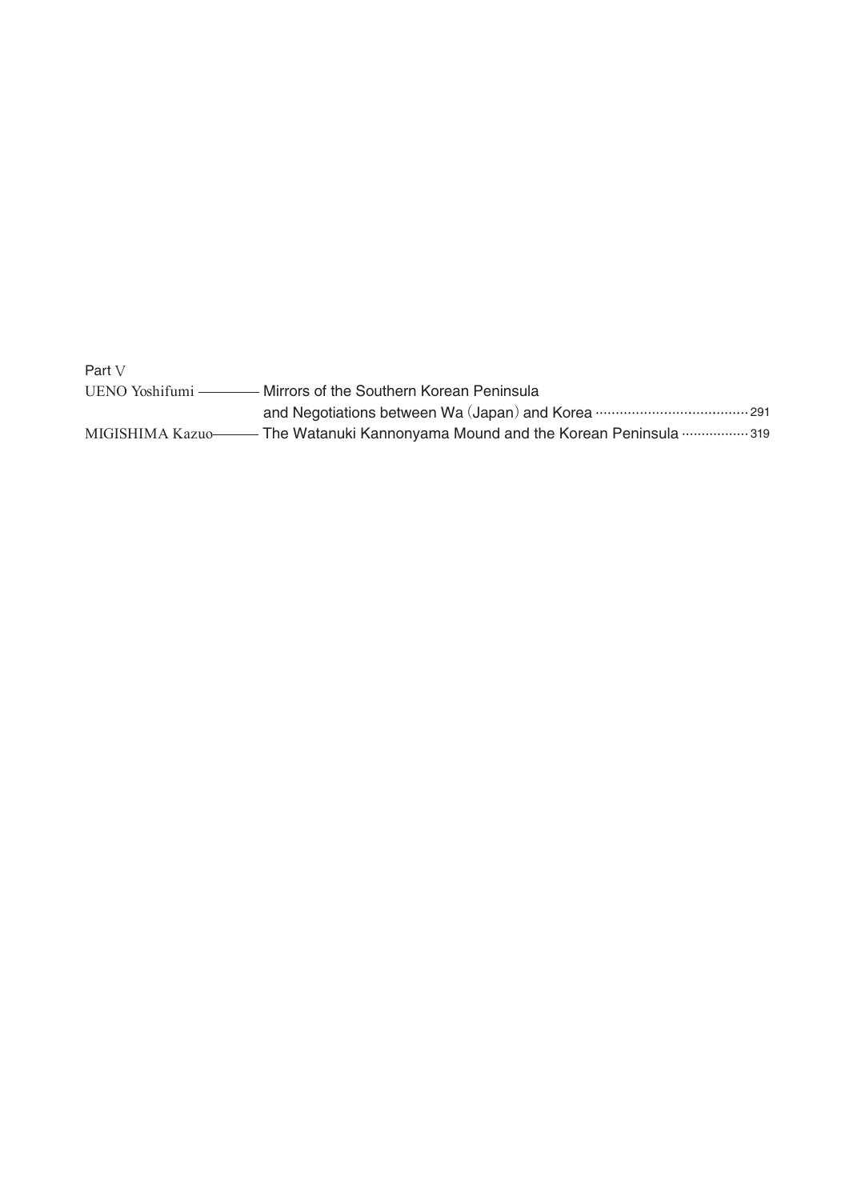Part V

UENO Yoshifumi ——— Mirrors of the Southern Korean Peninsula and Negotiations between Wa (Japan) and Korea ……… 291

MIGISHIMA Kazuo——— The Watanuki Kannonyama Mound and the Korean Peninsula ……… 319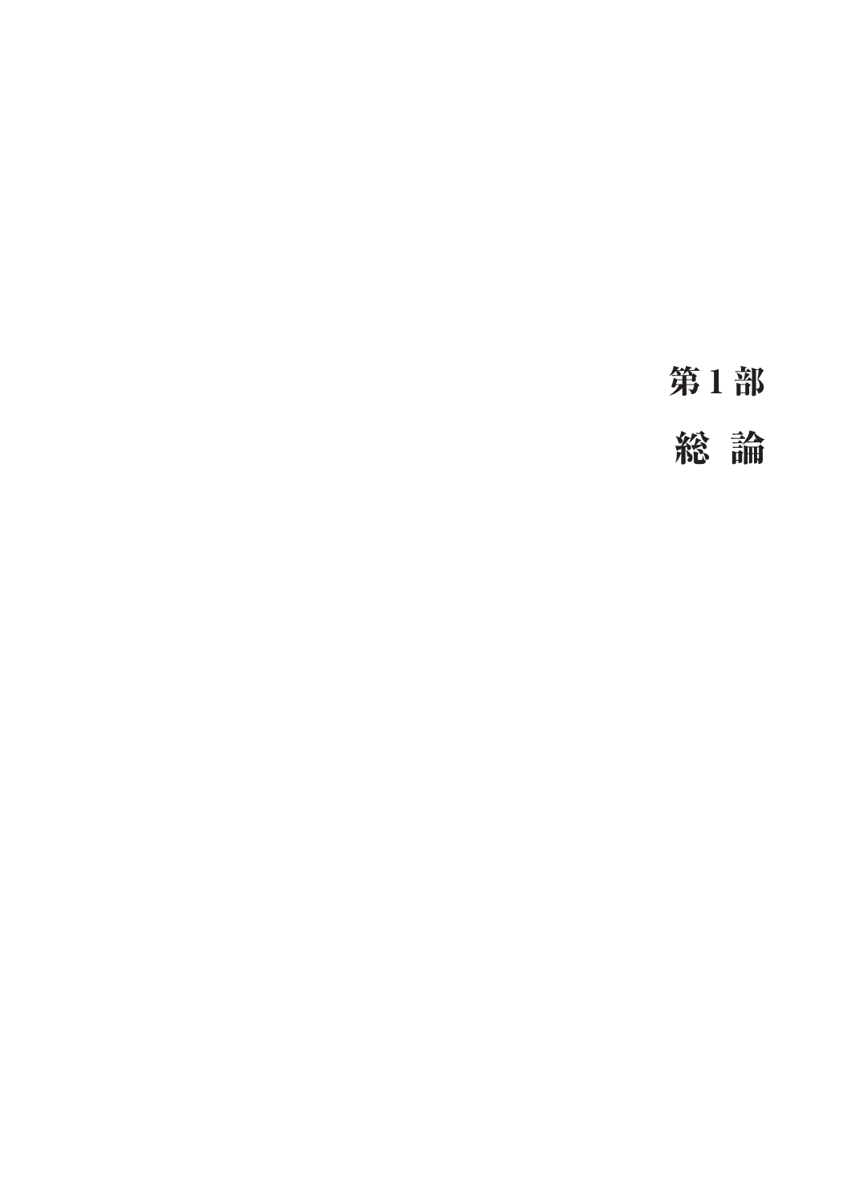# 第1部

# 総 論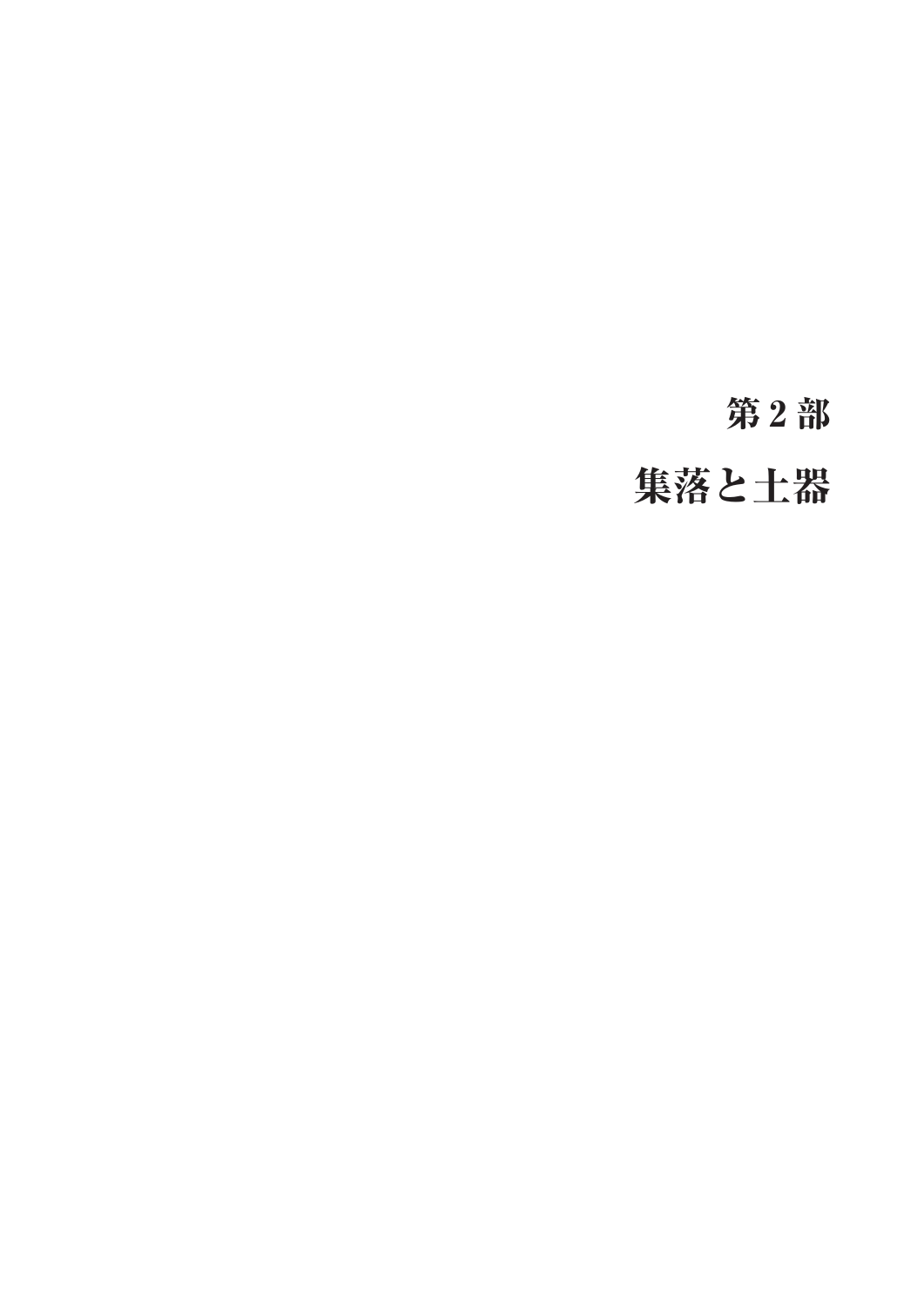# 第 2 部

# 集落と土器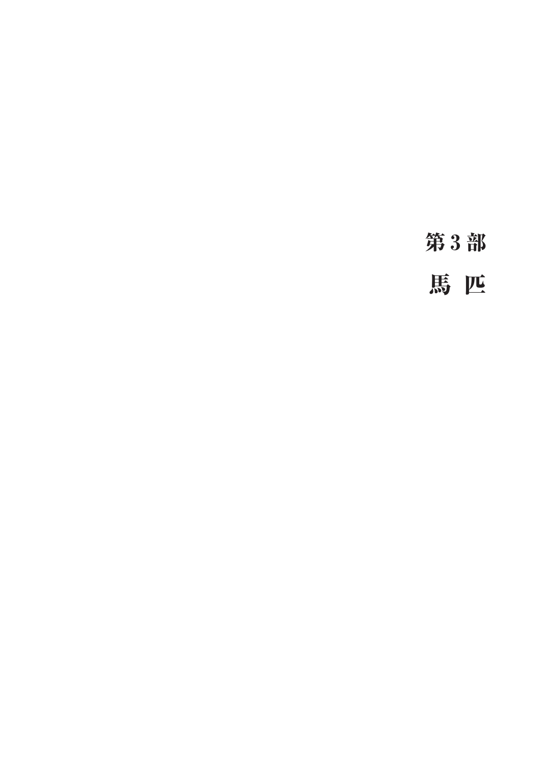# 第3部

# 馬 匹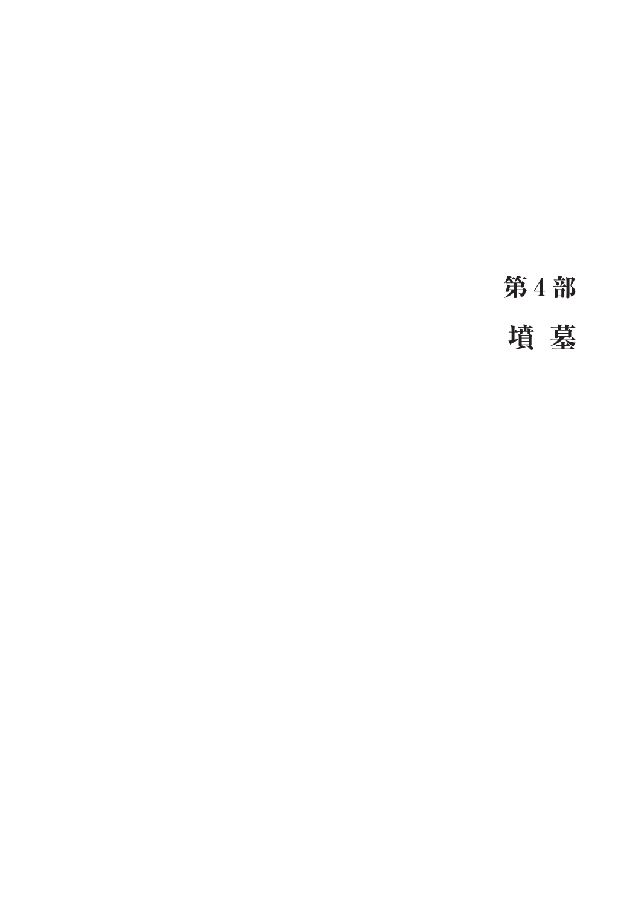# 第４部

# 墳 墓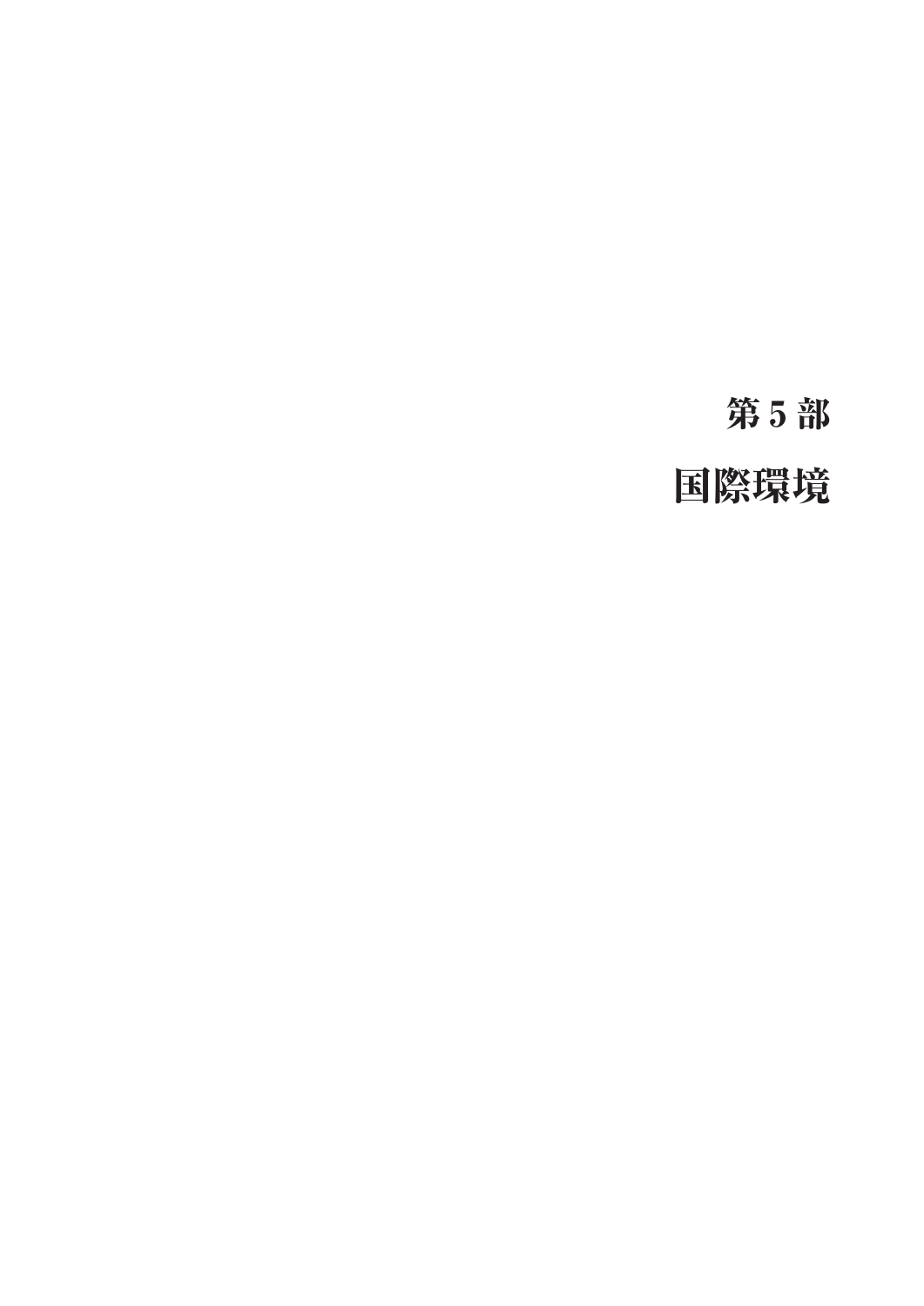# 第 5 部

# 国際環境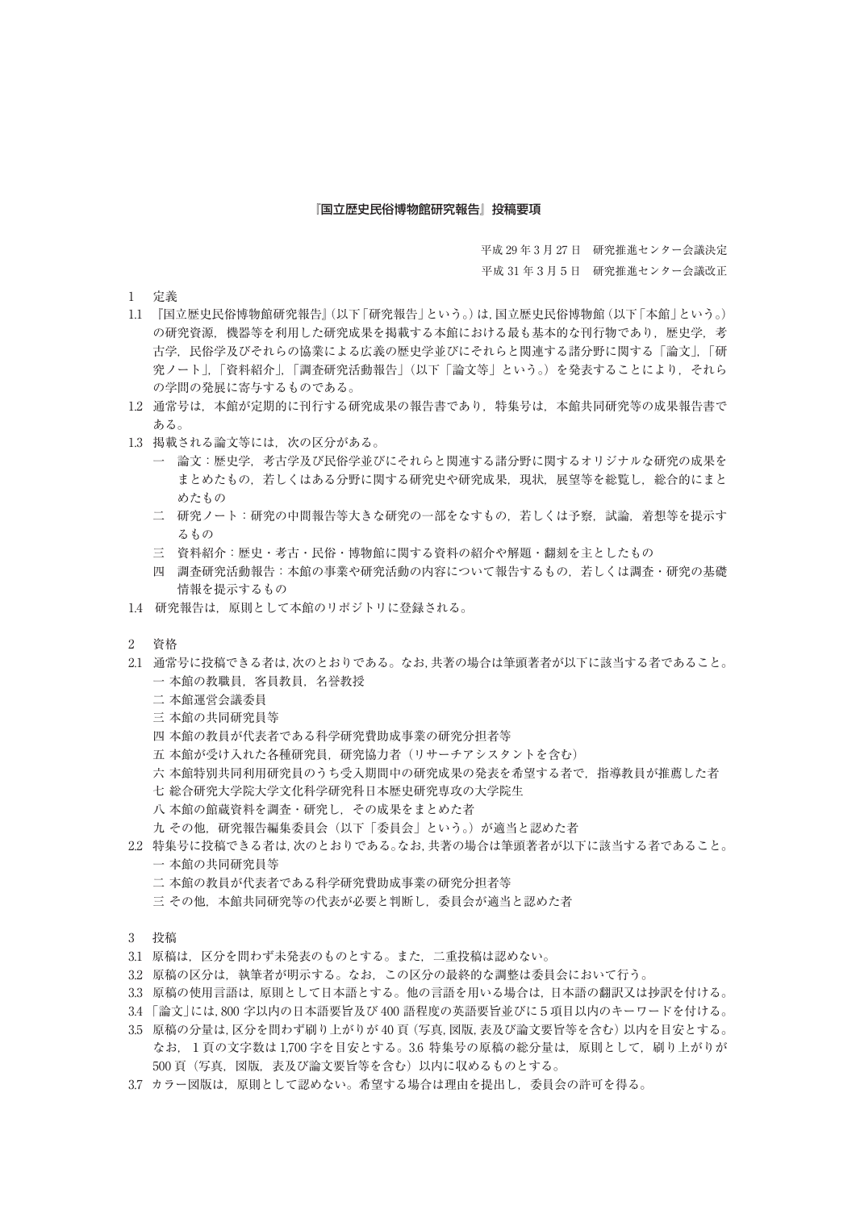# 『国立歴史民俗博物館研究報告』投稿要項

平成 29 年 3 月 27 日　研究推進センター会議決定

平成 31 年 3 月 5 日　研究推進センター会議改正

1　定義

1.1　『国立歴史民俗博物館研究報告』（以下「研究報告」という。）は，国立歴史民俗博物館（以下「本館」という。）の研究資源，機器等を利用した研究成果を掲載する本館における最も基本的な刊行物であり，歴史学，考古学，民俗学及びそれらの協業による広義の歴史学並びにそれらと関連する諸分野に関する「論文」，「研究ノート」，「資料紹介」，「調査研究活動報告」（以下「論文等」という。）を発表することにより，それらの学問の発展に寄与するものである。

1.2　通常号は，本館が定期的に刊行する研究成果の報告書であり，特集号は，本館共同研究等の成果報告書である。

1.3　掲載される論文等には，次の区分がある。

一　論文：歴史学，考古学及び民俗学並びにそれらと関連する諸分野に関するオリジナルな研究の成果をまとめたもの，若しくはある分野に関する研究史や研究成果，現状，展望等を総覧し，総合的にまとめたもの

二　研究ノート：研究の中間報告等大きな研究の一部をなすもの，若しくは予察，試論，着想等を提示するもの

三　資料紹介：歴史・考古・民俗・博物館に関する資料の紹介や解題・翻刻を主としたもの

四　調査研究活動報告：本館の事業や研究活動の内容について報告するもの，若しくは調査・研究の基礎情報を提示するもの

1.4　研究報告は，原則として本館のリポジトリに登録される。

2　資格

2.1　通常号に投稿できる者は，次のとおりである。なお，共著の場合は筆頭著者が以下に該当する者であること。

一 本館の教職員，客員教員，名誉教授

二 本館運営会議委員

三 本館の共同研究員等

四 本館の教員が代表者である科学研究費助成事業の研究分担者等

五 本館が受け入れた各種研究員，研究協力者（リサーチアシスタントを含む）

六 本館特別共同利用研究員のうち受入期間中の研究成果の発表を希望する者で，指導教員が推薦した者

七 総合研究大学院大学文化科学研究科日本歴史研究専攻の大学院生

八 本館の館蔵資料を調査・研究し，その成果をまとめた者

九 その他，研究報告編集委員会（以下「委員会」という。）が適当と認めた者

2.2　特集号に投稿できる者は，次のとおりである。なお，共著の場合は筆頭著者が以下に該当する者であること。

一 本館の共同研究員等

二 本館の教員が代表者である科学研究費助成事業の研究分担者等

三 その他，本館共同研究等の代表が必要と判断し，委員会が適当と認めた者

3　投稿

3.1　原稿は，区分を問わず未発表のものとする。また，二重投稿は認めない。

3.2　原稿の区分は，執筆者が明示する。なお，この区分の最終的な調整は委員会において行う。

3.3　原稿の使用言語は，原則として日本語とする。他の言語を用いる場合は，日本語の翻訳又は抄訳を付ける。

3.4　「論文」には，800 字以内の日本語要旨及び 400 語程度の英語要旨並びに 5 項目以内のキーワードを付ける。

3.5　原稿の分量は，区分を問わず刷り上がりが 40 頁（写真，図版，表及び論文要旨等を含む）以内を目安とする。なお，1 頁の文字数は 1,700 字を目安とする。3.6 特集号の原稿の総分量は，原則として，刷り上がりが 500 頁（写真，図版，表及び論文要旨等を含む）以内に収めるものとする。

3.7　カラー図版は，原則として認めない。希望する場合は理由を提出し，委員会の許可を得る。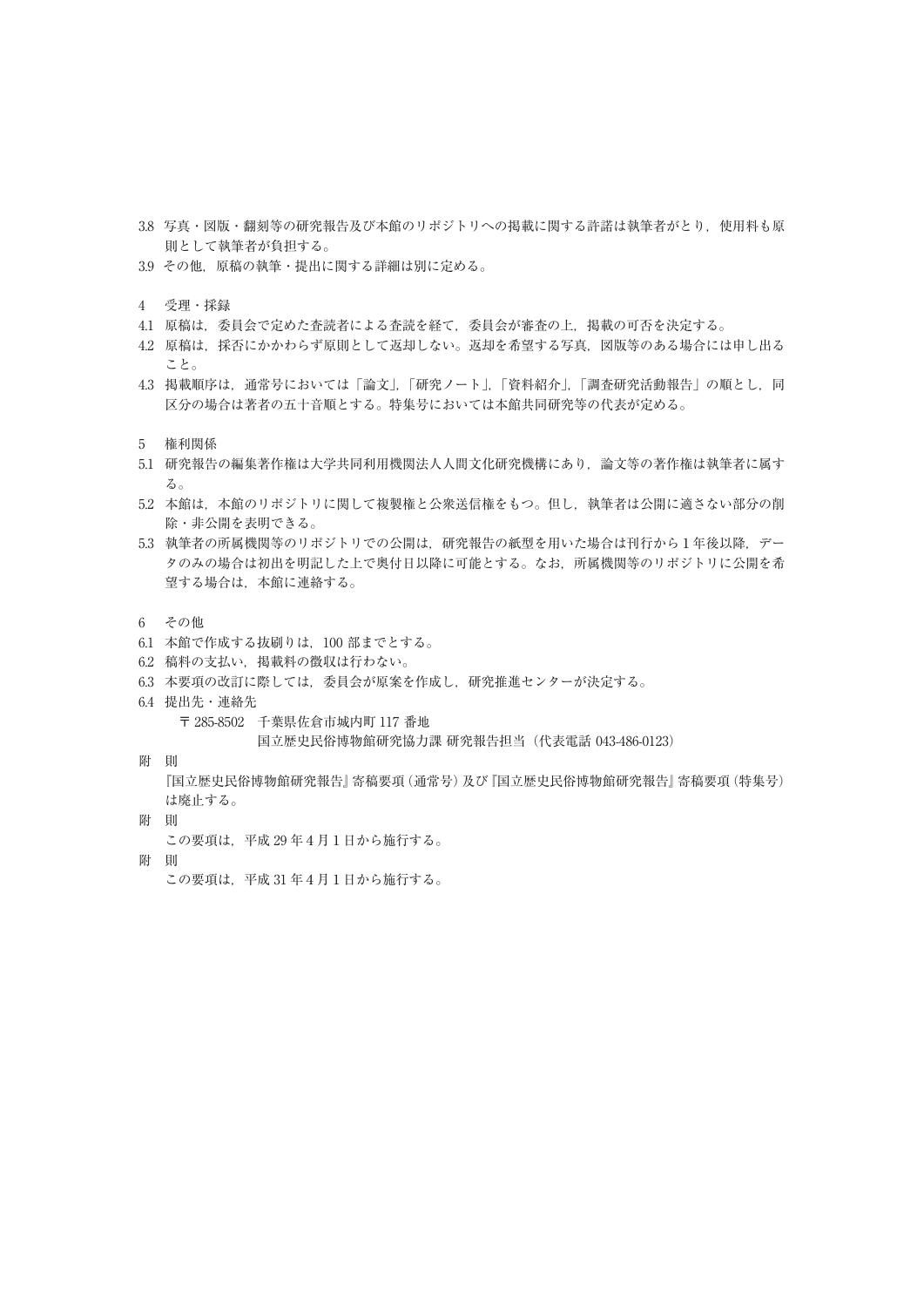3.8 写真・図版・翻刻等の研究報告及び本館のリポジトリへの掲載に関する許諾は執筆者がとり，使用料も原則として執筆者が負担する。

3.9 その他，原稿の執筆・提出に関する詳細は別に定める。

4　受理・採録

4.1 原稿は，委員会で定めた査読者による査読を経て，委員会が審査の上，掲載の可否を決定する。

4.2 原稿は，採否にかかわらず原則として返却しない。返却を希望する写真，図版等のある場合には申し出ること。

4.3 掲載順序は，通常号においては「論文」,「研究ノート」,「資料紹介」,「調査研究活動報告」の順とし，同区分の場合は著者の五十音順とする。特集号においては本館共同研究等の代表が定める。

5　権利関係

5.1 研究報告の編集著作権は大学共同利用機関法人人間文化研究機構にあり，論文等の著作権は執筆者に属する。

5.2 本館は，本館のリポジトリに関して複製権と公衆送信権をもつ。但し，執筆者は公開に適さない部分の削除・非公開を表明できる。

5.3 執筆者の所属機関等のリポジトリでの公開は，研究報告の紙型を用いた場合は刊行から 1 年後以降，データのみの場合は初出を明記した上で奥付日以降に可能とする。なお，所属機関等のリポジトリに公開を希望する場合は，本館に連絡する。

6　その他

6.1 本館で作成する抜刷りは，100 部までとする。

6.2 稿料の支払い，掲載料の徴収は行わない。

6.3 本要項の改訂に際しては，委員会が原案を作成し，研究推進センターが決定する。

6.4 提出先・連絡先

〒 285-8502　千葉県佐倉市城内町 117 番地

国立歴史民俗博物館研究協力課 研究報告担当（代表電話 043-486-0123）

附　則

『国立歴史民俗博物館研究報告』寄稿要項（通常号）及び『国立歴史民俗博物館研究報告』寄稿要項（特集号）は廃止する。

附　則

この要項は，平成 29 年 4 月 1 日から施行する。

附　則

この要項は，平成 31 年 4 月 1 日から施行する。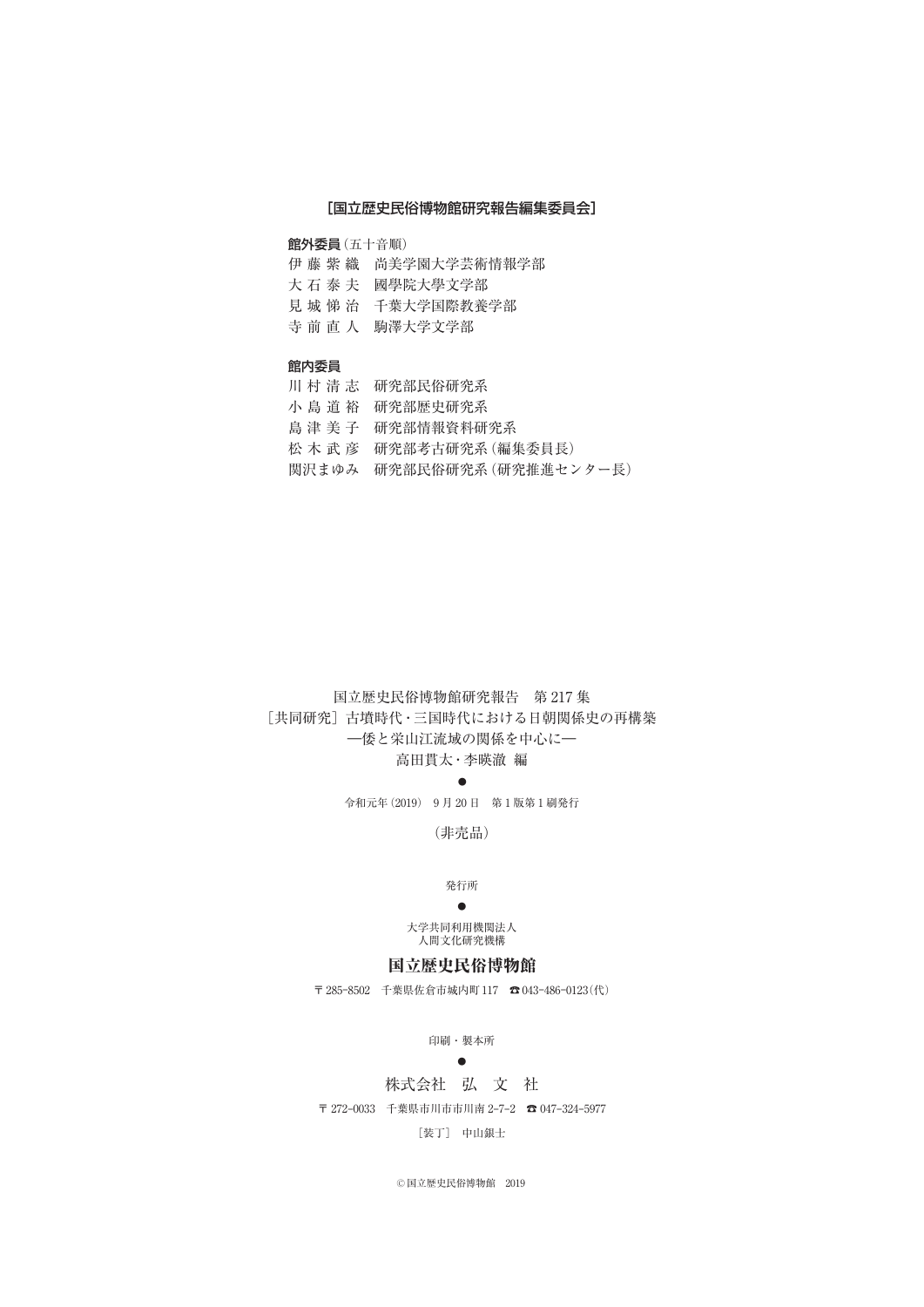**［国立歴史民俗博物館研究報告編集委員会］**

**館外委員**（五十音順）

伊 藤 紫 織　尚美学園大学芸術情報学部
大 石 泰 夫　國學院大學文学部
見 城 悌 治　千葉大学国際教養学部
寺 前 直 人　駒澤大学文学部

**館内委員**

川 村 清 志　研究部民俗研究系
小 島 道 裕　研究部歴史研究系
島 津 美 子　研究部情報資料研究系
松 木 武 彦　研究部考古研究系（編集委員長）
関沢まゆみ　研究部民俗研究系（研究推進センター長）

国立歴史民俗博物館研究報告　第 217 集
［共同研究］古墳時代・三国時代における日朝関係史の再構築
―倭と栄山江流域の関係を中心に―
高田貫太・李暎澈 編

●

令和元年（2019） 9 月 20 日　第 1 版第 1 刷発行

（非売品）

発行所

●

大学共同利用機関法人
人間文化研究機構

**国立歴史民俗博物館**

〒 285-8502　千葉県佐倉市城内町 117　☎ 043-486-0123（代）

印刷・製本所

●

株式会社　弘　文　社

〒 272-0033　千葉県市川市市川南 2-7-2　☎ 047-324-5977

［装丁］　中山銀士

© 国立歴史民俗博物館　2019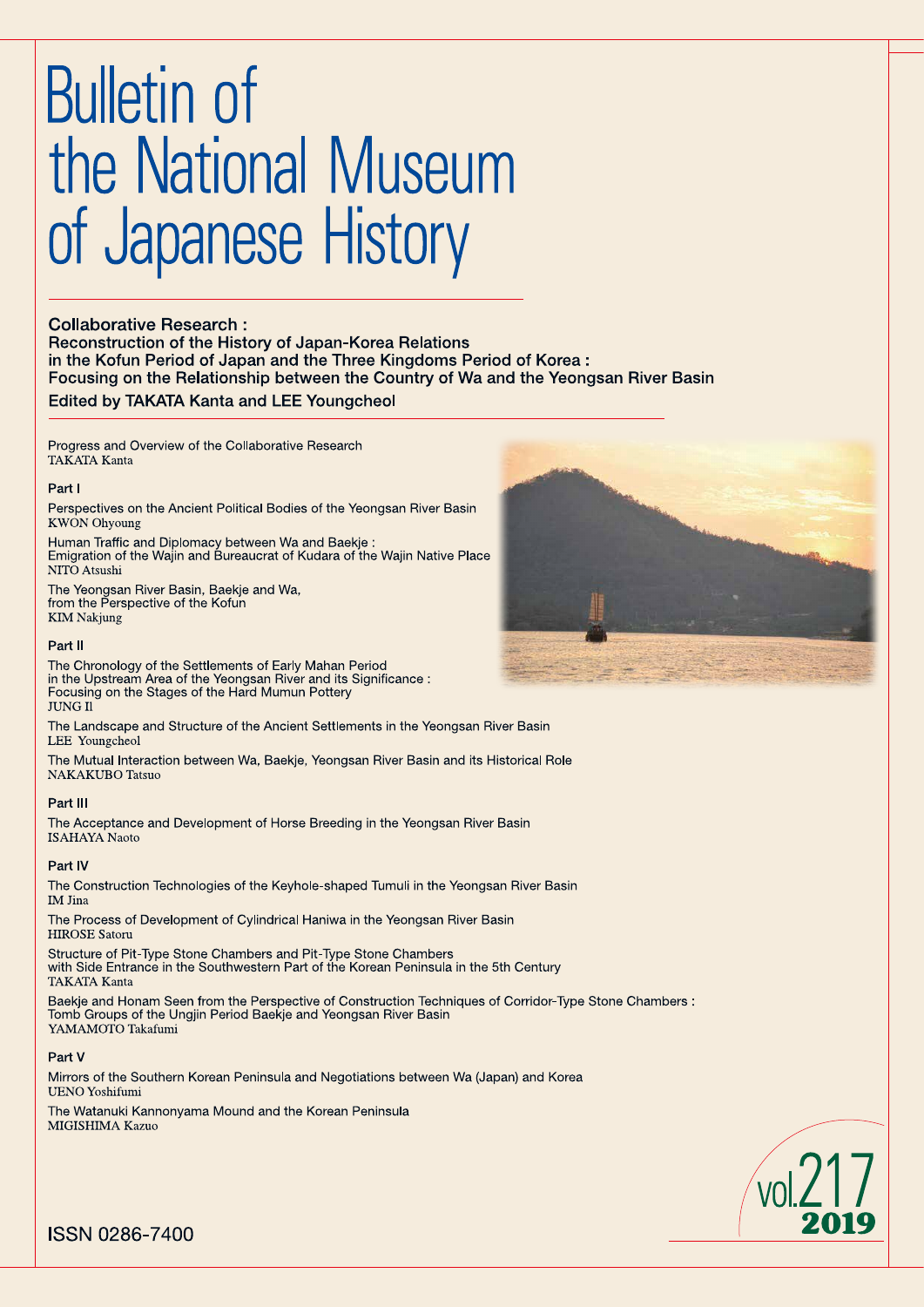# Bulletin of the National Museum of Japanese History

## Collaborative Research : Reconstruction of the History of Japan-Korea Relations in the Kofun Period of Japan and the Three Kingdoms Period of Korea : Focusing on the Relationship between the Country of Wa and the Yeongsan River Basin

**Edited by TAKATA Kanta and LEE Youngcheol**

Progress and Overview of the Collaborative Research
TAKATA Kanta

### Part I

Perspectives on the Ancient Political Bodies of the Yeongsan River Basin
KWON Ohyoung

Human Traffic and Diplomacy between Wa and Baekje : Emigration of the Wajin and Bureaucrat of Kudara of the Wajin Native Place
NITO Atsushi

The Yeongsan River Basin, Baekje and Wa, from the Perspective of the Kofun
KIM Nakjung

### Part II

The Chronology of the Settlements of Early Mahan Period in the Upstream Area of the Yeongsan River and its Significance : Focusing on the Stages of the Hard Mumun Pottery
JUNG Il

The Landscape and Structure of the Ancient Settlements in the Yeongsan River Basin
LEE Youngcheol

The Mutual Interaction between Wa, Baekje, Yeongsan River Basin and its Historical Role
NAKAKUBO Tatsuo

### Part III

The Acceptance and Development of Horse Breeding in the Yeongsan River Basin
ISAHAYA Naoto

### Part IV

The Construction Technologies of the Keyhole-shaped Tumuli in the Yeongsan River Basin
IM Jina

The Process of Development of Cylindrical Haniwa in the Yeongsan River Basin
HIROSE Satoru

Structure of Pit-Type Stone Chambers and Pit-Type Stone Chambers with Side Entrance in the Southwestern Part of the Korean Peninsula in the 5th Century
TAKATA Kanta

Baekje and Honam Seen from the Perspective of Construction Techniques of Corridor-Type Stone Chambers : Tomb Groups of the Ungjin Period Baekje and Yeongsan River Basin
YAMAMOTO Takafumi

### Part V

Mirrors of the Southern Korean Peninsula and Negotiations between Wa (Japan) and Korea
UENO Yoshifumi

The Watanuki Kannonyama Mound and the Korean Peninsula
MIGISHIMA Kazuo

vol.217 2019

ISSN 0286-7400